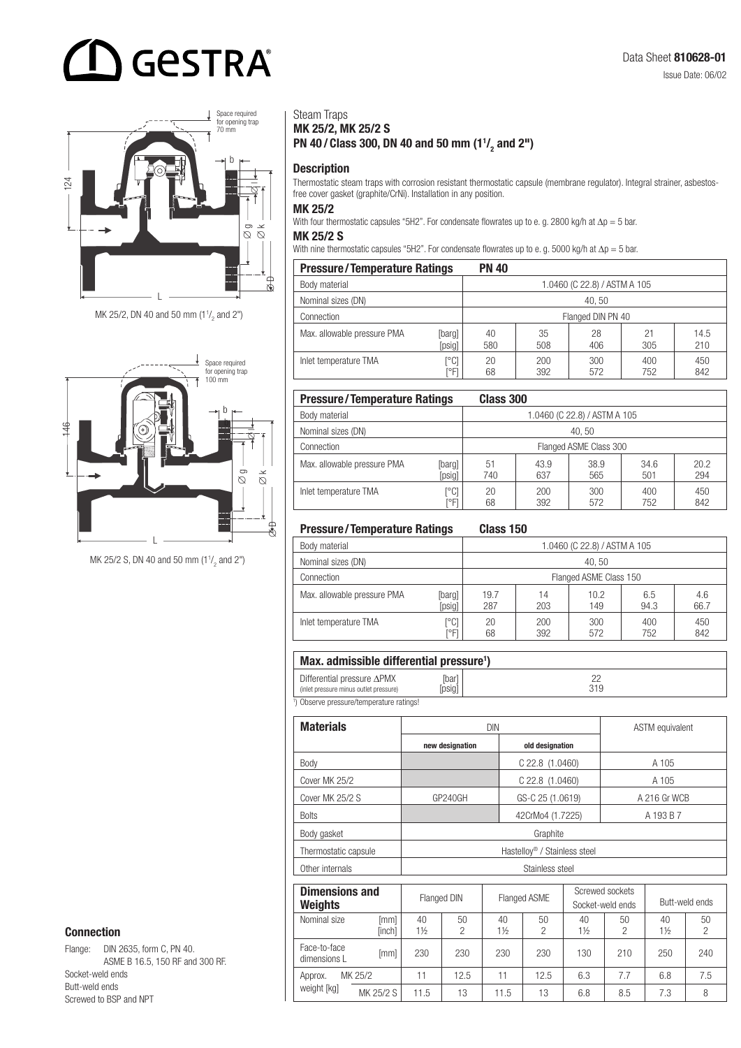# GESTRA

Data Sheet **810628-01**

Issue Date: 06/02

MK 25/2, DN 40 and 50 mm ($1^1/_2$ and 2")

MK 25/2 S, DN 40 and 50 mm ($1^1/_2$ and 2")

## Steam Traps

**MK 25/2, MK 25/2 S**
**PN 40 / Class 300, DN 40 and 50 mm ($1^1/_2$ and 2")**

### Description

Thermostatic steam traps with corrosion resistant thermostatic capsule (membrane regulator). Integral strainer, asbestos-free cover gasket (graphite/CrNi). Installation in any position.

### MK 25/2

With four thermostatic capsules "5H2". For condensate flowrates up to e. g. 2800 kg/h at $\Delta p = 5$ bar.

### MK 25/2 S

With nine thermostatic capsules "5H2". For condensate flowrates up to e. g. 5000 kg/h at $\Delta p = 5$ bar.

| Pressure / Temperature Ratings | | PN 40 | | | | |
|---|---|---|---|---|---|---|
| Body material | | 1.0460 (C 22.8) / ASTM A 105 | | | | |
| Nominal sizes (DN) | | 40, 50 | | | | |
| Connection | | Flanged DIN PN 40 | | | | |
| Max. allowable pressure PMA | [barg] | 40 | 35 | 28 | 21 | 14.5 |
| | [psig] | 580 | 508 | 406 | 305 | 210 |
| Inlet temperature TMA | [°C] | 20 | 200 | 300 | 400 | 450 |
| | [°F] | 68 | 392 | 572 | 752 | 842 |

| Pressure / Temperature Ratings | | Class 300 | | | | |
|---|---|---|---|---|---|---|
| Body material | | 1.0460 (C 22.8) / ASTM A 105 | | | | |
| Nominal sizes (DN) | | 40, 50 | | | | |
| Connection | | Flanged ASME Class 300 | | | | |
| Max. allowable pressure PMA | [barg] | 51 | 43.9 | 38.9 | 34.6 | 20.2 |
| | [psig] | 740 | 637 | 565 | 501 | 294 |
| Inlet temperature TMA | [°C] | 20 | 200 | 300 | 400 | 450 |
| | [°F] | 68 | 392 | 572 | 752 | 842 |

| Pressure / Temperature Ratings | | Class 150 | | | | |
|---|---|---|---|---|---|---|
| Body material | | 1.0460 (C 22.8) / ASTM A 105 | | | | |
| Nominal sizes (DN) | | 40, 50 | | | | |
| Connection | | Flanged ASME Class 150 | | | | |
| Max. allowable pressure PMA | [barg] | 19.7 | 14 | 10.2 | 6.5 | 4.6 |
| | [psig] | 287 | 203 | 149 | 94.3 | 66.7 |
| Inlet temperature TMA | [°C] | 20 | 200 | 300 | 400 | 450 |
| | [°F] | 68 | 392 | 572 | 752 | 842 |

| Max. admissible differential pressure[1]) | | |
|---|---|---|
| Differential pressure ΔPMX (inlet pressure minus outlet pressure) | [bar] | 22 |
| | [psig] | 319 |

[1]) Observe pressure/temperature ratings!

| Materials | DIN new designation | DIN old designation | ASTM equivalent |
|---|---|---|---|
| Body | | C 22.8 (1.0460) | A 105 |
| Cover MK 25/2 | | C 22.8 (1.0460) | A 105 |
| Cover MK 25/2 S | GP240GH | GS-C 25 (1.0619) | A 216 Gr WCB |
| Bolts | | 42CrMo4 (1.7225) | A 193 B 7 |
| Body gasket | Graphite | | |
| Thermostatic capsule | Hastelloy® / Stainless steel | | |
| Other internals | Stainless steel | | |

| Dimensions and Weights | | Flanged DIN | | Flanged ASME | | Screwed sockets Socket-weld ends | | Butt-weld ends | |
|---|---|---|---|---|---|---|---|---|---|
| Nominal size | [mm] | 40 | 50 | 40 | 50 | 40 | 50 | 40 | 50 |
| | [inch] | 1½ | 2 | 1½ | 2 | 1½ | 2 | 1½ | 2 |
| Face-to-face dimensions L | [mm] | 230 | 230 | 230 | 230 | 130 | 210 | 250 | 240 |
| Approx. weight [kg] | MK 25/2 | 11 | 12.5 | 11 | 12.5 | 6.3 | 7.7 | 6.8 | 7.5 |
| | MK 25/2 S | 11.5 | 13 | 11.5 | 13 | 6.8 | 8.5 | 7.3 | 8 |

### Connection

Flange: DIN 2635, form C, PN 40.
ASME B 16.5, 150 RF and 300 RF.
Socket-weld ends
Butt-weld ends
Screwed to BSP and NPT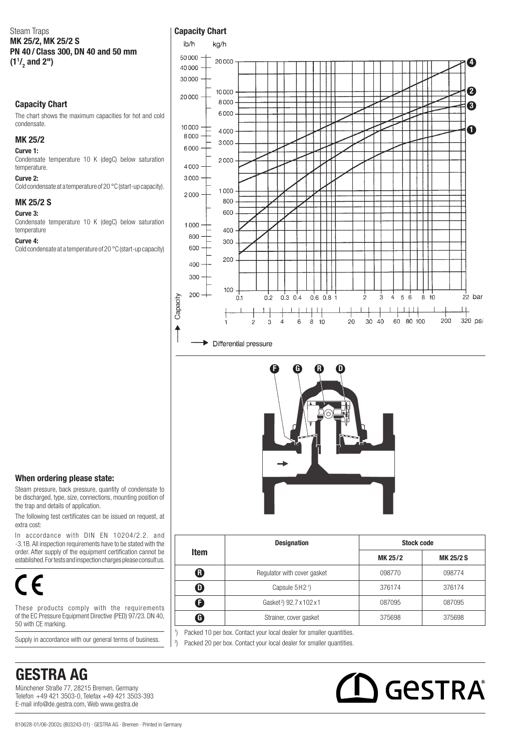Steam Traps
**MK 25/2, MK 25/2 S**
**PN 40 / Class 300, DN 40 and 50 mm ($1^1/_2$ and 2")**

## Capacity Chart

The chart shows the maximum capacities for hot and cold condensate.

### MK 25/2

**Curve 1:**
Condensate temperature 10 K (degC) below saturation temperature.

**Curve 2:**
Cold condensate at a temperature of 20 °C (start-up capacity).

### MK 25/2 S

**Curve 3:**
Condensate temperature 10 K (degC) below saturation temperature

**Curve 4:**
Cold condensate at a temperature of 20 °C (start-up capacity)

**Capacity Chart**

lb/h kg/h

50 000 40 000 30 000 20 000 10 000 8 000 6 000 4 000 3 000 2 000 1 000 800 600 400 300 200

20 000 10 000 8 000 6 000 4 000 3 000 2 000 1 000 800 600 400 300 200 100

0.1 0.2 0.3 0.4 0.6 0.8 1 2 3 4 5 6 8 10 22 bar

1 2 3 4 6 8 10 20 30 40 60 80 100 200 320 psi

Capacity

Differential pressure

1 2 3 4

F G R D

### When ordering please state:

Steam pressure, back pressure, quantity of condensate to be discharged, type, size, connections, mounting position of the trap and details of application.

The following test certificates can be issued on request, at extra cost:

In accordance with DIN EN 10204/2.2. and -3.1B. All inspection requirements have to be stated with the order. After supply of the equipment certification cannot be established. For tests and inspection charges please consult us.

CE

These products comply with the requirements of the EC Pressure Equipment Directive (PED) 97/23. DN 40, 50 with CE marking.

Supply in accordance with our general terms of business.

| Item | Designation | Stock code | |
|---|---|---|---|
| | | MK 25/2 | MK 25/2 S |
| R | Regulator with cover gasket | 098770 | 098774 |
| D | Capsule 5H2 [1]) | 376174 | 376174 |
| F | Gasket [2]) 92.7 x 102 x 1 | 087095 | 087095 |
| G | Strainer, cover gasket | 375698 | 375698 |

[1]) Packed 10 per box. Contact your local dealer for smaller quantities.

[2]) Packed 20 per box. Contact your local dealer for smaller quantities.

# GESTRA AG

Münchener Straße 77, 28215 Bremen, Germany
Telefon +49 421 3503-0, Telefax +49 421 3503-393
E-mail info@de.gestra.com, Web www.gestra.de

GESTRA®

810628-01/06-2002c (803243-01) · GESTRA AG · Bremen · Printed in Germany